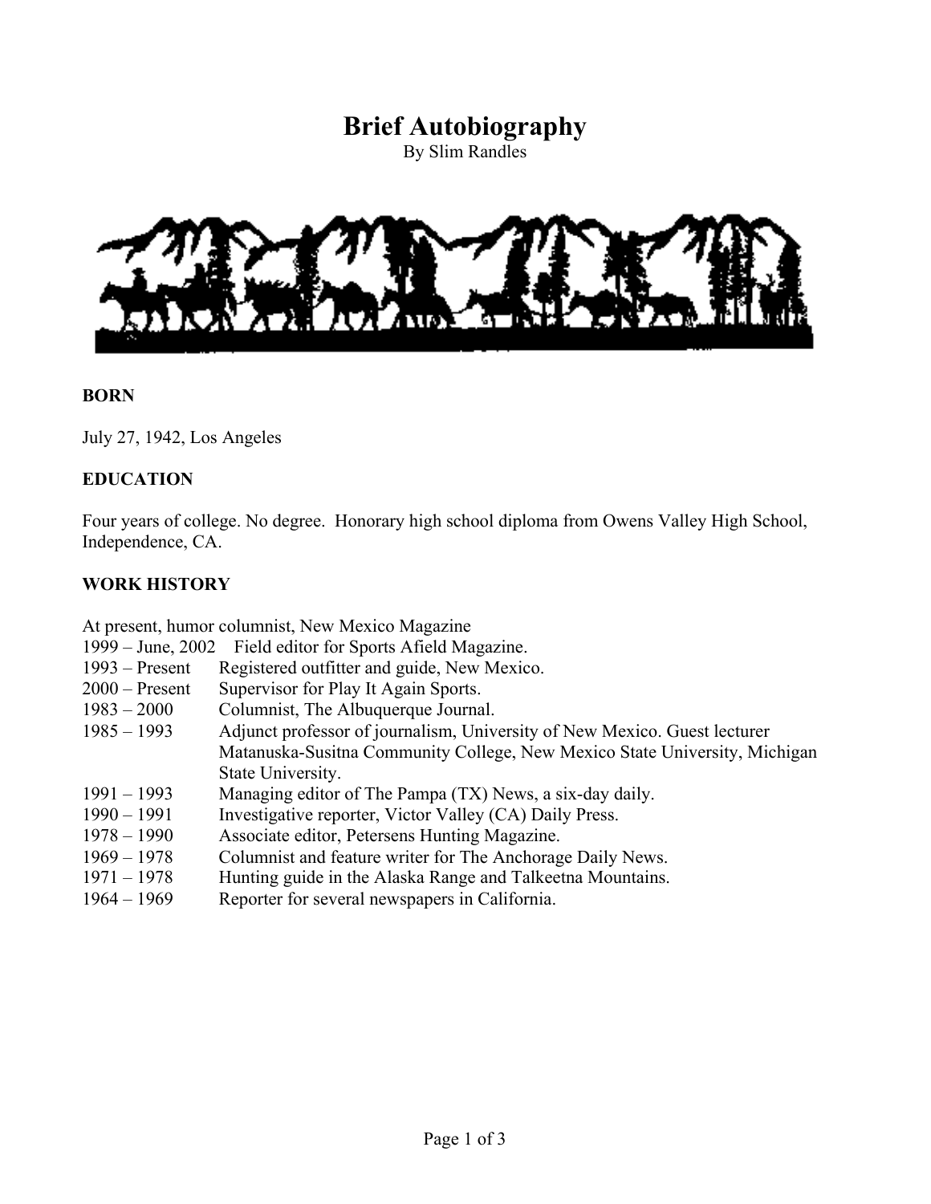# Brief Autobiography

By Slim Randles

## BORN

July 27, 1942, Los Angeles

## EDUCATION

Four years of college. No degree. Honorary high school diploma from Owens Valley High School, Independence, CA.

## WORK HISTORY

At present, humor columnist, New Mexico Magazine

| | |
|---|---|
| 1999 – June, 2002 | Field editor for Sports Afield Magazine. |
| 1993 – Present | Registered outfitter and guide, New Mexico. |
| 2000 – Present | Supervisor for Play It Again Sports. |
| 1983 – 2000 | Columnist, The Albuquerque Journal. |
| 1985 – 1993 | Adjunct professor of journalism, University of New Mexico. Guest lecturer Matanuska-Susitna Community College, New Mexico State University, Michigan State University. |
| 1991 – 1993 | Managing editor of The Pampa (TX) News, a six-day daily. |
| 1990 – 1991 | Investigative reporter, Victor Valley (CA) Daily Press. |
| 1978 – 1990 | Associate editor, Petersens Hunting Magazine. |
| 1969 – 1978 | Columnist and feature writer for The Anchorage Daily News. |
| 1971 – 1978 | Hunting guide in the Alaska Range and Talkeetna Mountains. |
| 1964 – 1969 | Reporter for several newspapers in California. |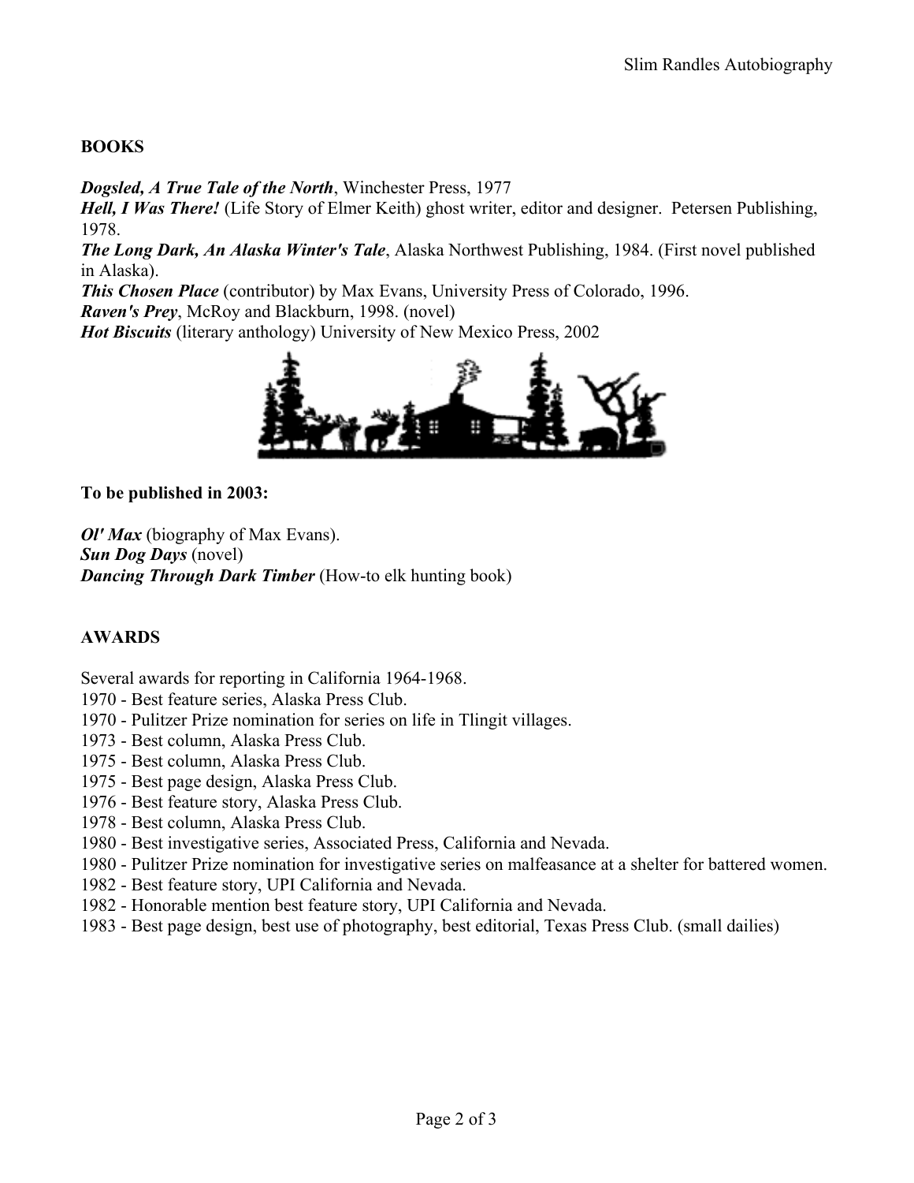## BOOKS

***Dogsled, A True Tale of the North***, Winchester Press, 1977
***Hell, I Was There!*** (Life Story of Elmer Keith) ghost writer, editor and designer. Petersen Publishing, 1978.
***The Long Dark, An Alaska Winter's Tale***, Alaska Northwest Publishing, 1984. (First novel published in Alaska).
***This Chosen Place*** (contributor) by Max Evans, University Press of Colorado, 1996.
***Raven's Prey***, McRoy and Blackburn, 1998. (novel)
***Hot Biscuits*** (literary anthology) University of New Mexico Press, 2002

**To be published in 2003:**

***Ol' Max*** (biography of Max Evans).
***Sun Dog Days*** (novel)
***Dancing Through Dark Timber*** (How-to elk hunting book)

## AWARDS

Several awards for reporting in California 1964-1968.
1970 - Best feature series, Alaska Press Club.
1970 - Pulitzer Prize nomination for series on life in Tlingit villages.
1973 - Best column, Alaska Press Club.
1975 - Best column, Alaska Press Club.
1975 - Best page design, Alaska Press Club.
1976 - Best feature story, Alaska Press Club.
1978 - Best column, Alaska Press Club.
1980 - Best investigative series, Associated Press, California and Nevada.
1980 - Pulitzer Prize nomination for investigative series on malfeasance at a shelter for battered women.
1982 - Best feature story, UPI California and Nevada.
1982 - Honorable mention best feature story, UPI California and Nevada.
1983 - Best page design, best use of photography, best editorial, Texas Press Club. (small dailies)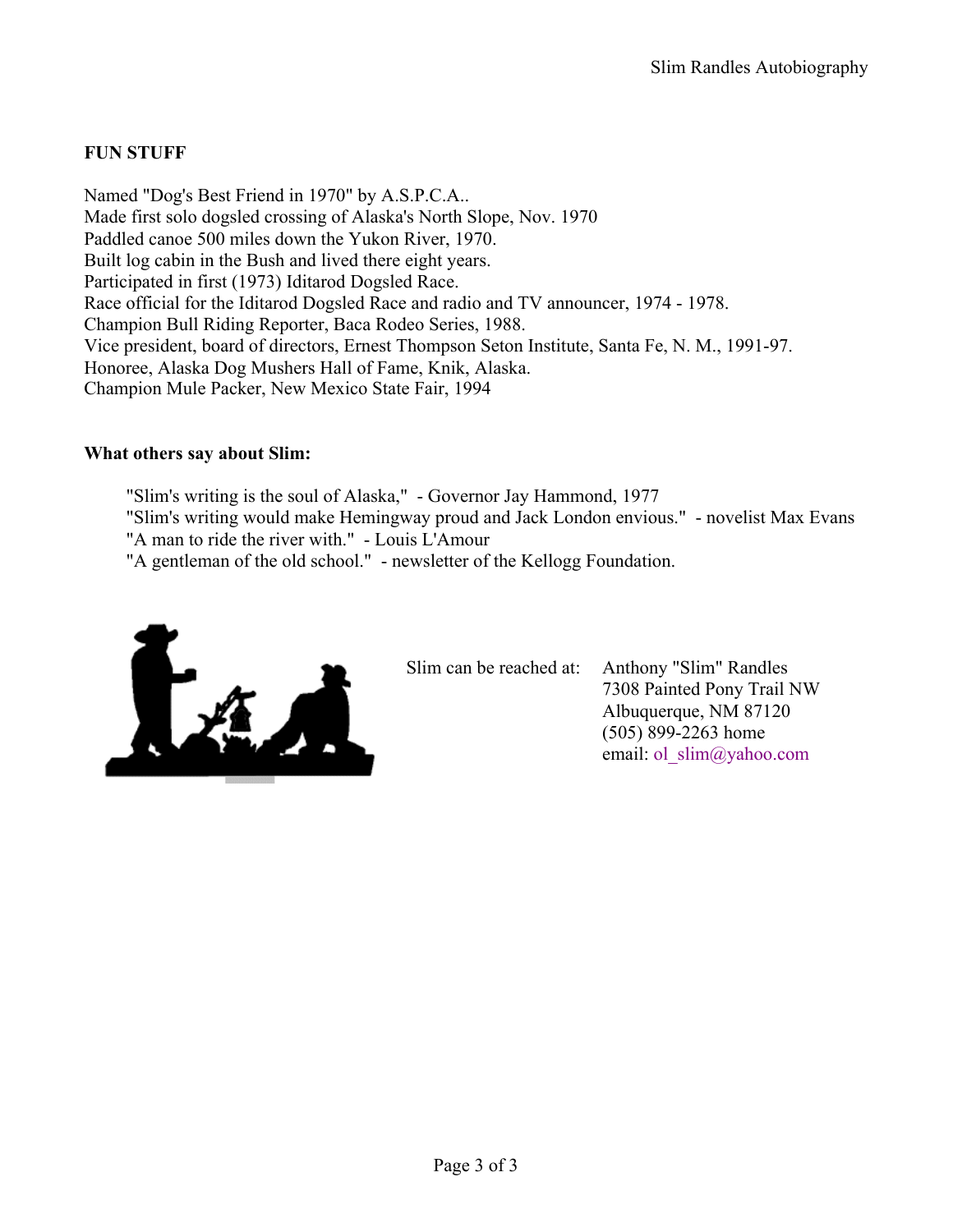## FUN STUFF

Named "Dog's Best Friend in 1970" by A.S.P.C.A..
Made first solo dogsled crossing of Alaska's North Slope, Nov. 1970
Paddled canoe 500 miles down the Yukon River, 1970.
Built log cabin in the Bush and lived there eight years.
Participated in first (1973) Iditarod Dogsled Race.
Race official for the Iditarod Dogsled Race and radio and TV announcer, 1974 - 1978.
Champion Bull Riding Reporter, Baca Rodeo Series, 1988.
Vice president, board of directors, Ernest Thompson Seton Institute, Santa Fe, N. M., 1991-97.
Honoree, Alaska Dog Mushers Hall of Fame, Knik, Alaska.
Champion Mule Packer, New Mexico State Fair, 1994

## What others say about Slim:

"Slim's writing is the soul of Alaska," - Governor Jay Hammond, 1977
"Slim's writing would make Hemingway proud and Jack London envious." - novelist Max Evans
"A man to ride the river with." - Louis L'Amour
"A gentleman of the old school." - newsletter of the Kellogg Foundation.

Slim can be reached at:

Anthony "Slim" Randles
7308 Painted Pony Trail NW
Albuquerque, NM 87120
(505) 899-2263 home
email: ol_slim@yahoo.com